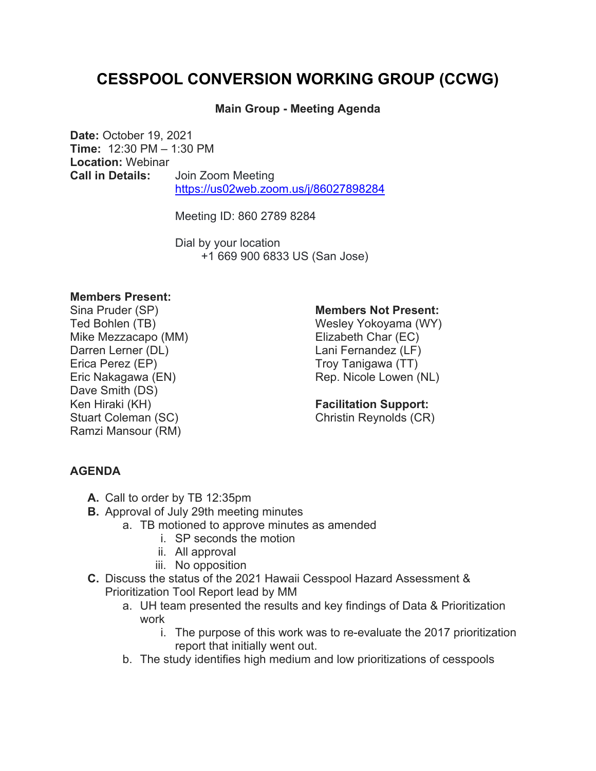# CESSPOOL CONVERSION WORKING GROUP (CCWG)

**Main Group - Meeting Agenda**

**Date:** October 19, 2021
**Time:** 12:30 PM – 1:30 PM
**Location:** Webinar
**Call in Details:** Join Zoom Meeting
https://us02web.zoom.us/j/86027898284

Meeting ID: 860 2789 8284

Dial by your location
+1 669 900 6833 US (San Jose)

**Members Present:**
Sina Pruder (SP)
Ted Bohlen (TB)
Mike Mezzacapo (MM)
Darren Lerner (DL)
Erica Perez (EP)
Eric Nakagawa (EN)
Dave Smith (DS)
Ken Hiraki (KH)
Stuart Coleman (SC)
Ramzi Mansour (RM)

**Members Not Present:**
Wesley Yokoyama (WY)
Elizabeth Char (EC)
Lani Fernandez (LF)
Troy Tanigawa (TT)
Rep. Nicole Lowen (NL)

**Facilitation Support:**
Christin Reynolds (CR)

**AGENDA**

- **A.** Call to order by TB 12:35pm
- **B.** Approval of July 29th meeting minutes
  - a. TB motioned to approve minutes as amended
    - i. SP seconds the motion
    - ii. All approval
    - iii. No opposition
- **C.** Discuss the status of the 2021 Hawaii Cesspool Hazard Assessment & Prioritization Tool Report lead by MM
  - a. UH team presented the results and key findings of Data & Prioritization work
    - i. The purpose of this work was to re-evaluate the 2017 prioritization report that initially went out.
  - b. The study identifies high medium and low prioritizations of cesspools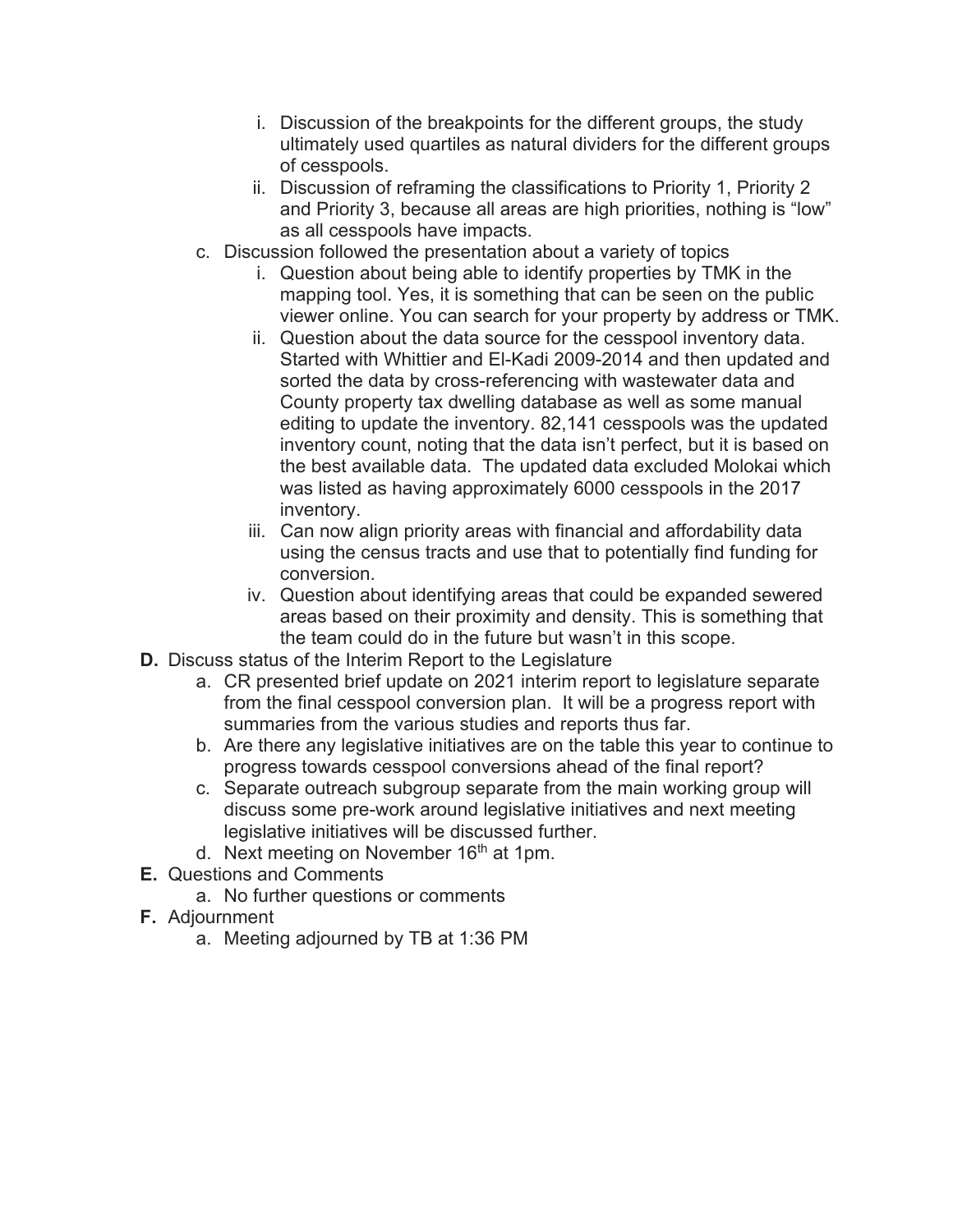i. Discussion of the breakpoints for the different groups, the study ultimately used quartiles as natural dividers for the different groups of cesspools.
   ii. Discussion of reframing the classifications to Priority 1, Priority 2 and Priority 3, because all areas are high priorities, nothing is "low" as all cesspools have impacts.
c. Discussion followed the presentation about a variety of topics
   i. Question about being able to identify properties by TMK in the mapping tool. Yes, it is something that can be seen on the public viewer online. You can search for your property by address or TMK.
   ii. Question about the data source for the cesspool inventory data. Started with Whittier and El-Kadi 2009-2014 and then updated and sorted the data by cross-referencing with wastewater data and County property tax dwelling database as well as some manual editing to update the inventory. 82,141 cesspools was the updated inventory count, noting that the data isn't perfect, but it is based on the best available data. The updated data excluded Molokai which was listed as having approximately 6000 cesspools in the 2017 inventory.
   iii. Can now align priority areas with financial and affordability data using the census tracts and use that to potentially find funding for conversion.
   iv. Question about identifying areas that could be expanded sewered areas based on their proximity and density. This is something that the team could do in the future but wasn't in this scope.

**D.** Discuss status of the Interim Report to the Legislature
   a. CR presented brief update on 2021 interim report to legislature separate from the final cesspool conversion plan. It will be a progress report with summaries from the various studies and reports thus far.
   b. Are there any legislative initiatives are on the table this year to continue to progress towards cesspool conversions ahead of the final report?
   c. Separate outreach subgroup separate from the main working group will discuss some pre-work around legislative initiatives and next meeting legislative initiatives will be discussed further.
   d. Next meeting on November 16th at 1pm.

**E.** Questions and Comments
   a. No further questions or comments

**F.** Adjournment
   a. Meeting adjourned by TB at 1:36 PM